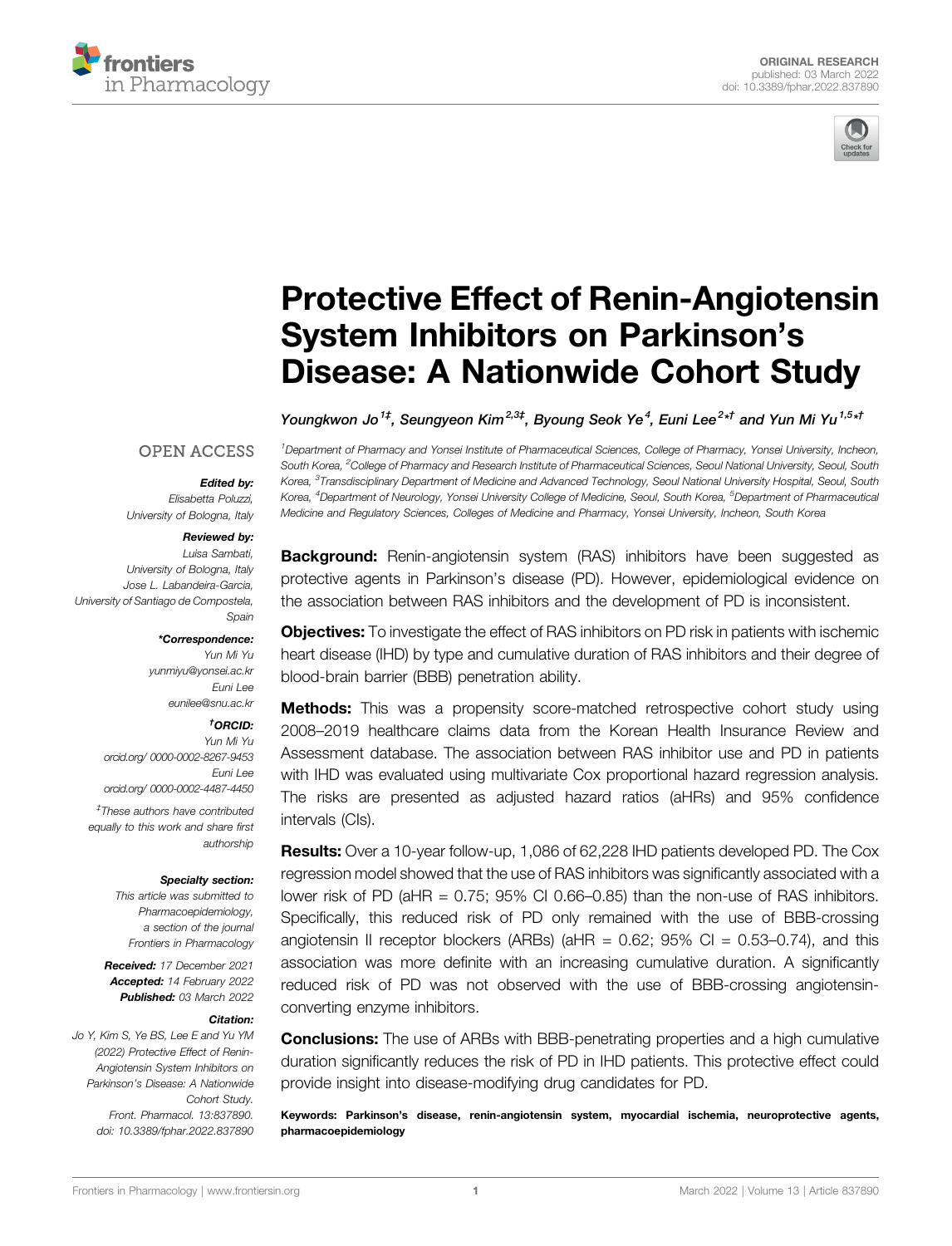ORIGINAL RESEARCH
published: 03 March 2022
doi: 10.3389/fphar.2022.837890

# Protective Effect of Renin-Angiotensin System Inhibitors on Parkinson's Disease: A Nationwide Cohort Study

**Youngkwon Jo[1‡], Seungyeon Kim[2,3‡], Byoung Seok Ye[4], Euni Lee[2*†] and Yun Mi Yu[1,5*†]**

[1]Department of Pharmacy and Yonsei Institute of Pharmaceutical Sciences, College of Pharmacy, Yonsei University, Incheon, South Korea, [2]College of Pharmacy and Research Institute of Pharmaceutical Sciences, Seoul National University, Seoul, South Korea, [3]Transdisciplinary Department of Medicine and Advanced Technology, Seoul National University Hospital, Seoul, South Korea, [4]Department of Neurology, Yonsei University College of Medicine, Seoul, South Korea, [5]Department of Pharmaceutical Medicine and Regulatory Sciences, Colleges of Medicine and Pharmacy, Yonsei University, Incheon, South Korea

OPEN ACCESS

***Edited by:***
Elisabetta Poluzzi,
University of Bologna, Italy

***Reviewed by:***
Luisa Sambati,
University of Bologna, Italy
Jose L. Labandeira-Garcia,
University of Santiago de Compostela, Spain

***\*Correspondence:***
Yun Mi Yu
yunmiyu@yonsei.ac.kr
Euni Lee
eunilee@snu.ac.kr

***†ORCID:***
Yun Mi Yu
orcid.org/ 0000-0002-8267-9453
Euni Lee
orcid.org/ 0000-0002-4487-4450

‡These authors have contributed equally to this work and share first authorship

***Specialty section:***
This article was submitted to Pharmacoepidemiology, a section of the journal Frontiers in Pharmacology

**Received:** 17 December 2021
**Accepted:** 14 February 2022
**Published:** 03 March 2022

***Citation:***
Jo Y, Kim S, Ye BS, Lee E and Yu YM (2022) Protective Effect of Renin-Angiotensin System Inhibitors on Parkinson's Disease: A Nationwide Cohort Study. Front. Pharmacol. 13:837890. doi: 10.3389/fphar.2022.837890

**Background:** Renin-angiotensin system (RAS) inhibitors have been suggested as protective agents in Parkinson's disease (PD). However, epidemiological evidence on the association between RAS inhibitors and the development of PD is inconsistent.

**Objectives:** To investigate the effect of RAS inhibitors on PD risk in patients with ischemic heart disease (IHD) by type and cumulative duration of RAS inhibitors and their degree of blood-brain barrier (BBB) penetration ability.

**Methods:** This was a propensity score-matched retrospective cohort study using 2008–2019 healthcare claims data from the Korean Health Insurance Review and Assessment database. The association between RAS inhibitor use and PD in patients with IHD was evaluated using multivariate Cox proportional hazard regression analysis. The risks are presented as adjusted hazard ratios (aHRs) and 95% confidence intervals (CIs).

**Results:** Over a 10-year follow-up, 1,086 of 62,228 IHD patients developed PD. The Cox regression model showed that the use of RAS inhibitors was significantly associated with a lower risk of PD (aHR = 0.75; 95% CI 0.66–0.85) than the non-use of RAS inhibitors. Specifically, this reduced risk of PD only remained with the use of BBB-crossing angiotensin II receptor blockers (ARBs) (aHR = 0.62; 95% CI = 0.53–0.74), and this association was more definite with an increasing cumulative duration. A significantly reduced risk of PD was not observed with the use of BBB-crossing angiotensin-converting enzyme inhibitors.

**Conclusions:** The use of ARBs with BBB-penetrating properties and a high cumulative duration significantly reduces the risk of PD in IHD patients. This protective effect could provide insight into disease-modifying drug candidates for PD.

**Keywords: Parkinson's disease, renin-angiotensin system, myocardial ischemia, neuroprotective agents, pharmacoepidemiology**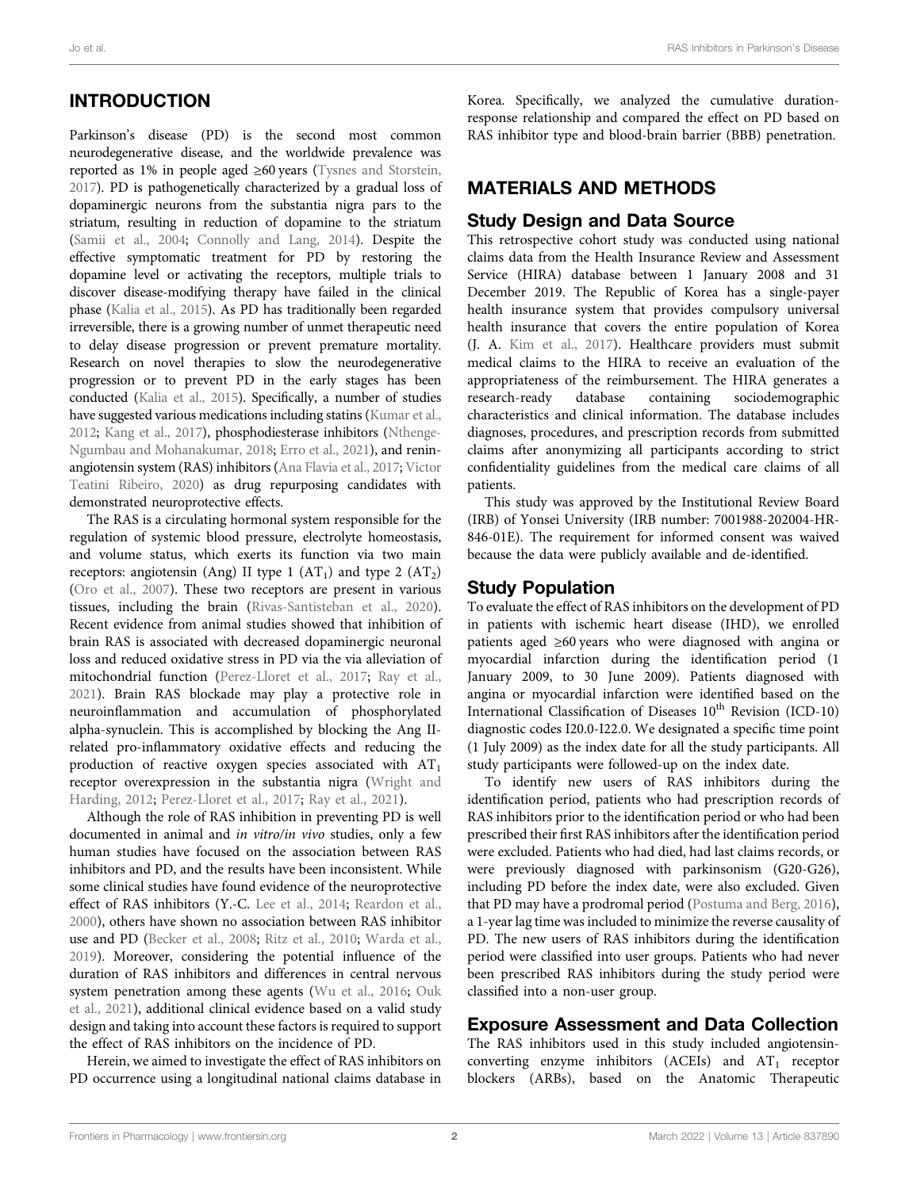## INTRODUCTION

Parkinson's disease (PD) is the second most common neurodegenerative disease, and the worldwide prevalence was reported as 1% in people aged ≥60 years (Tysnes and Storstein, 2017). PD is pathogenetically characterized by a gradual loss of dopaminergic neurons from the substantia nigra pars to the striatum, resulting in reduction of dopamine to the striatum (Samii et al., 2004; Connolly and Lang, 2014). Despite the effective symptomatic treatment for PD by restoring the dopamine level or activating the receptors, multiple trials to discover disease-modifying therapy have failed in the clinical phase (Kalia et al., 2015). As PD has traditionally been regarded irreversible, there is a growing number of unmet therapeutic need to delay disease progression or prevent premature mortality. Research on novel therapies to slow the neurodegenerative progression or to prevent PD in the early stages has been conducted (Kalia et al., 2015). Specifically, a number of studies have suggested various medications including statins (Kumar et al., 2012; Kang et al., 2017), phosphodiesterase inhibitors (Nthenge-Ngumbau and Mohanakumar, 2018; Erro et al., 2021), and renin-angiotensin system (RAS) inhibitors (Ana Flavia et al., 2017; Victor Teatini Ribeiro, 2020) as drug repurposing candidates with demonstrated neuroprotective effects.

The RAS is a circulating hormonal system responsible for the regulation of systemic blood pressure, electrolyte homeostasis, and volume status, which exerts its function via two main receptors: angiotensin (Ang) II type 1 ($AT_1$) and type 2 ($AT_2$) (Oro et al., 2007). These two receptors are present in various tissues, including the brain (Rivas-Santisteban et al., 2020). Recent evidence from animal studies showed that inhibition of brain RAS is associated with decreased dopaminergic neuronal loss and reduced oxidative stress in PD via the via alleviation of mitochondrial function (Perez-Lloret et al., 2017; Ray et al., 2021). Brain RAS blockade may play a protective role in neuroinflammation and accumulation of phosphorylated alpha-synuclein. This is accomplished by blocking the Ang II-related pro-inflammatory oxidative effects and reducing the production of reactive oxygen species associated with $AT_1$ receptor overexpression in the substantia nigra (Wright and Harding, 2012; Perez-Lloret et al., 2017; Ray et al., 2021).

Although the role of RAS inhibition in preventing PD is well documented in animal and *in vitro/in vivo* studies, only a few human studies have focused on the association between RAS inhibitors and PD, and the results have been inconsistent. While some clinical studies have found evidence of the neuroprotective effect of RAS inhibitors (Y.-C. Lee et al., 2014; Reardon et al., 2000), others have shown no association between RAS inhibitor use and PD (Becker et al., 2008; Ritz et al., 2010; Warda et al., 2019). Moreover, considering the potential influence of the duration of RAS inhibitors and differences in central nervous system penetration among these agents (Wu et al., 2016; Ouk et al., 2021), additional clinical evidence based on a valid study design and taking into account these factors is required to support the effect of RAS inhibitors on the incidence of PD.

Herein, we aimed to investigate the effect of RAS inhibitors on PD occurrence using a longitudinal national claims database in Korea. Specifically, we analyzed the cumulative duration-response relationship and compared the effect on PD based on RAS inhibitor type and blood-brain barrier (BBB) penetration.

## MATERIALS AND METHODS

### Study Design and Data Source

This retrospective cohort study was conducted using national claims data from the Health Insurance Review and Assessment Service (HIRA) database between 1 January 2008 and 31 December 2019. The Republic of Korea has a single-payer health insurance system that provides compulsory universal health insurance that covers the entire population of Korea (J. A. Kim et al., 2017). Healthcare providers must submit medical claims to the HIRA to receive an evaluation of the appropriateness of the reimbursement. The HIRA generates a research-ready database containing sociodemographic characteristics and clinical information. The database includes diagnoses, procedures, and prescription records from submitted claims after anonymizing all participants according to strict confidentiality guidelines from the medical care claims of all patients.

This study was approved by the Institutional Review Board (IRB) of Yonsei University (IRB number: 7001988-202004-HR-846-01E). The requirement for informed consent was waived because the data were publicly available and de-identified.

### Study Population

To evaluate the effect of RAS inhibitors on the development of PD in patients with ischemic heart disease (IHD), we enrolled patients aged ≥60 years who were diagnosed with angina or myocardial infarction during the identification period (1 January 2009, to 30 June 2009). Patients diagnosed with angina or myocardial infarction were identified based on the International Classification of Diseases 10th Revision (ICD-10) diagnostic codes I20.0-I22.0. We designated a specific time point (1 July 2009) as the index date for all the study participants. All study participants were followed-up on the index date.

To identify new users of RAS inhibitors during the identification period, patients who had prescription records of RAS inhibitors prior to the identification period or who had been prescribed their first RAS inhibitors after the identification period were excluded. Patients who had died, had last claims records, or were previously diagnosed with parkinsonism (G20-G26), including PD before the index date, were also excluded. Given that PD may have a prodromal period (Postuma and Berg, 2016), a 1-year lag time was included to minimize the reverse causality of PD. The new users of RAS inhibitors during the identification period were classified into user groups. Patients who had never been prescribed RAS inhibitors during the study period were classified into a non-user group.

### Exposure Assessment and Data Collection

The RAS inhibitors used in this study included angiotensin-converting enzyme inhibitors (ACEIs) and $AT_1$ receptor blockers (ARBs), based on the Anatomic Therapeutic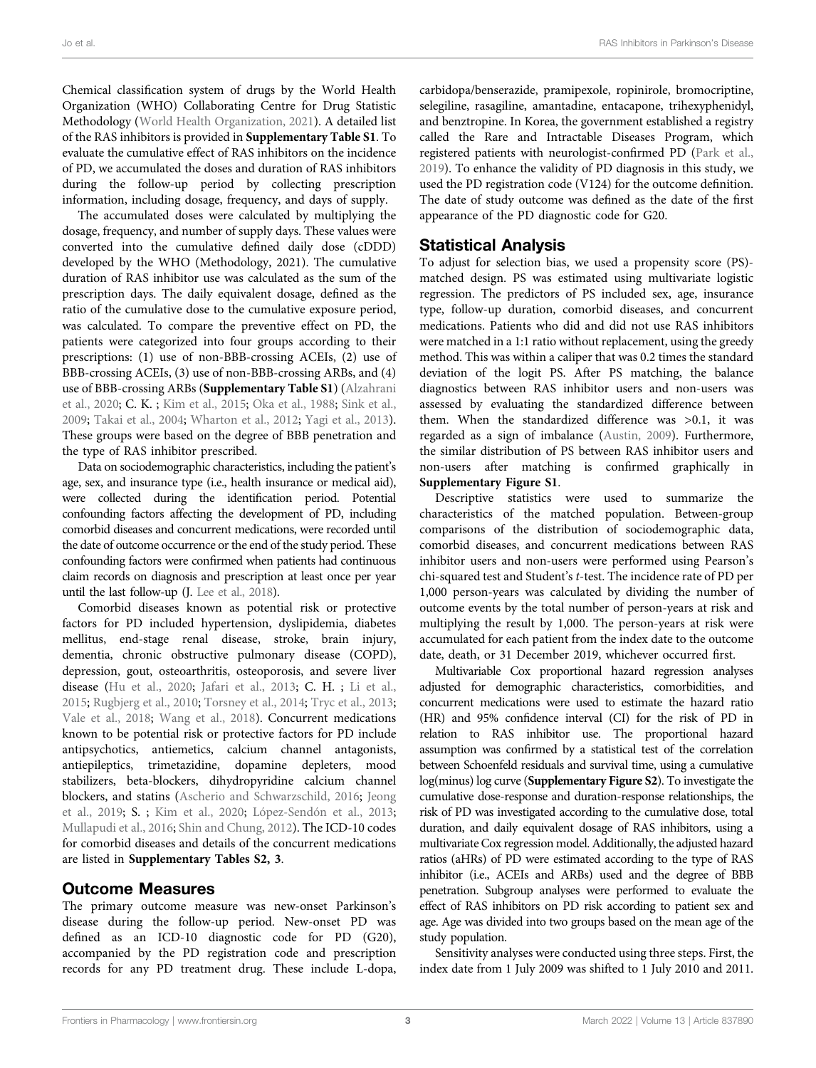Chemical classification system of drugs by the World Health Organization (WHO) Collaborating Centre for Drug Statistic Methodology (World Health Organization, 2021). A detailed list of the RAS inhibitors is provided in **Supplementary Table S1**. To evaluate the cumulative effect of RAS inhibitors on the incidence of PD, we accumulated the doses and duration of RAS inhibitors during the follow-up period by collecting prescription information, including dosage, frequency, and days of supply.

The accumulated doses were calculated by multiplying the dosage, frequency, and number of supply days. These values were converted into the cumulative defined daily dose (cDDD) developed by the WHO (Methodology, 2021). The cumulative duration of RAS inhibitor use was calculated as the sum of the prescription days. The daily equivalent dosage, defined as the ratio of the cumulative dose to the cumulative exposure period, was calculated. To compare the preventive effect on PD, the patients were categorized into four groups according to their prescriptions: (1) use of non-BBB-crossing ACEIs, (2) use of BBB-crossing ACEIs, (3) use of non-BBB-crossing ARBs, and (4) use of BBB-crossing ARBs (**Supplementary Table S1**) (Alzahrani et al., 2020; C. K. ; Kim et al., 2015; Oka et al., 1988; Sink et al., 2009; Takai et al., 2004; Wharton et al., 2012; Yagi et al., 2013). These groups were based on the degree of BBB penetration and the type of RAS inhibitor prescribed.

Data on sociodemographic characteristics, including the patient's age, sex, and insurance type (i.e., health insurance or medical aid), were collected during the identification period. Potential confounding factors affecting the development of PD, including comorbid diseases and concurrent medications, were recorded until the date of outcome occurrence or the end of the study period. These confounding factors were confirmed when patients had continuous claim records on diagnosis and prescription at least once per year until the last follow-up (J. Lee et al., 2018).

Comorbid diseases known as potential risk or protective factors for PD included hypertension, dyslipidemia, diabetes mellitus, end-stage renal disease, stroke, brain injury, dementia, chronic obstructive pulmonary disease (COPD), depression, gout, osteoarthritis, osteoporosis, and severe liver disease (Hu et al., 2020; Jafari et al., 2013; C. H. ; Li et al., 2015; Rugbjerg et al., 2010; Torsney et al., 2014; Tryc et al., 2013; Vale et al., 2018; Wang et al., 2018). Concurrent medications known to be potential risk or protective factors for PD include antipsychotics, antiemetics, calcium channel antagonists, antiepileptics, trimetazidine, dopamine depleters, mood stabilizers, beta-blockers, dihydropyridine calcium channel blockers, and statins (Ascherio and Schwarzschild, 2016; Jeong et al., 2019; S. ; Kim et al., 2020; López-Sendón et al., 2013; Mullapudi et al., 2016; Shin and Chung, 2012). The ICD-10 codes for comorbid diseases and details of the concurrent medications are listed in **Supplementary Tables S2, 3**.

## Outcome Measures

The primary outcome measure was new-onset Parkinson's disease during the follow-up period. New-onset PD was defined as an ICD-10 diagnostic code for PD (G20), accompanied by the PD registration code and prescription records for any PD treatment drug. These include L-dopa, carbidopa/benserazide, pramipexole, ropinirole, bromocriptine, selegiline, rasagiline, amantadine, entacapone, trihexyphenidyl, and benztropine. In Korea, the government established a registry called the Rare and Intractable Diseases Program, which registered patients with neurologist-confirmed PD (Park et al., 2019). To enhance the validity of PD diagnosis in this study, we used the PD registration code (V124) for the outcome definition. The date of study outcome was defined as the date of the first appearance of the PD diagnostic code for G20.

## Statistical Analysis

To adjust for selection bias, we used a propensity score (PS)-matched design. PS was estimated using multivariate logistic regression. The predictors of PS included sex, age, insurance type, follow-up duration, comorbid diseases, and concurrent medications. Patients who did and did not use RAS inhibitors were matched in a 1:1 ratio without replacement, using the greedy method. This was within a caliper that was 0.2 times the standard deviation of the logit PS. After PS matching, the balance diagnostics between RAS inhibitor users and non-users was assessed by evaluating the standardized difference between them. When the standardized difference was >0.1, it was regarded as a sign of imbalance (Austin, 2009). Furthermore, the similar distribution of PS between RAS inhibitor users and non-users after matching is confirmed graphically in **Supplementary Figure S1**.

Descriptive statistics were used to summarize the characteristics of the matched population. Between-group comparisons of the distribution of sociodemographic data, comorbid diseases, and concurrent medications between RAS inhibitor users and non-users were performed using Pearson's chi-squared test and Student's *t*-test. The incidence rate of PD per 1,000 person-years was calculated by dividing the number of outcome events by the total number of person-years at risk and multiplying the result by 1,000. The person-years at risk were accumulated for each patient from the index date to the outcome date, death, or 31 December 2019, whichever occurred first.

Multivariable Cox proportional hazard regression analyses adjusted for demographic characteristics, comorbidities, and concurrent medications were used to estimate the hazard ratio (HR) and 95% confidence interval (CI) for the risk of PD in relation to RAS inhibitor use. The proportional hazard assumption was confirmed by a statistical test of the correlation between Schoenfeld residuals and survival time, using a cumulative log(minus) log curve (**Supplementary Figure S2**). To investigate the cumulative dose-response and duration-response relationships, the risk of PD was investigated according to the cumulative dose, total duration, and daily equivalent dosage of RAS inhibitors, using a multivariate Cox regression model. Additionally, the adjusted hazard ratios (aHRs) of PD were estimated according to the type of RAS inhibitor (i.e., ACEIs and ARBs) used and the degree of BBB penetration. Subgroup analyses were performed to evaluate the effect of RAS inhibitors on PD risk according to patient sex and age. Age was divided into two groups based on the mean age of the study population.

Sensitivity analyses were conducted using three steps. First, the index date from 1 July 2009 was shifted to 1 July 2010 and 2011.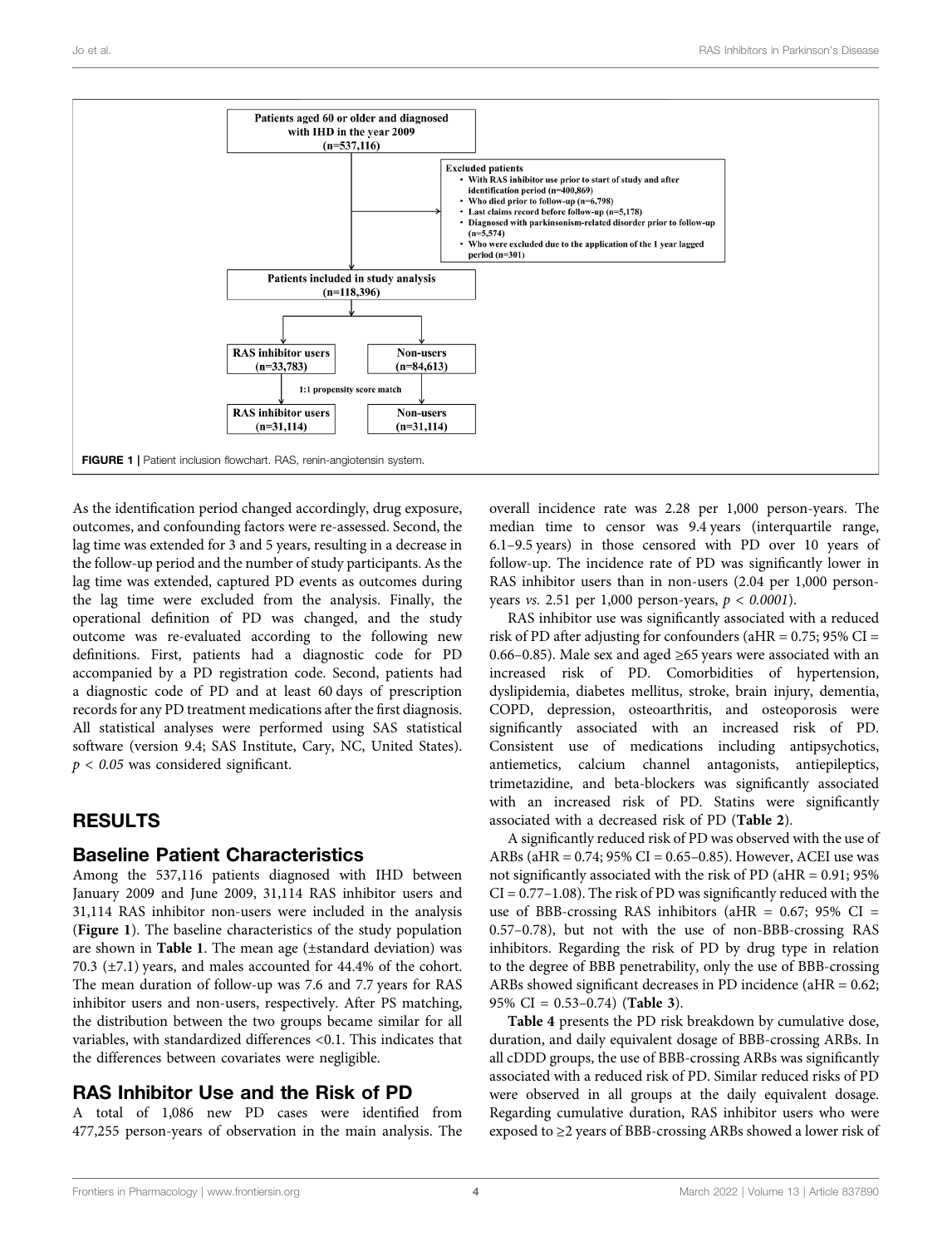Patients aged 60 or older and diagnosed with IHD in the year 2009 (n=537,116)

Excluded patients
- With RAS inhibitor use prior to start of study and after identification period (n=400,869)
- Who died prior to follow-up (n=6,798)
- Last claims record before follow-up (n=5,178)
- Diagnosed with parkinsonism-related disorder prior to follow-up (n=5,574)
- Who were excluded due to the application of the 1 year lagged period (n=301)

Patients included in study analysis (n=118,396)

RAS inhibitor users (n=33,783) | Non-users (n=84,613)

1:1 propensity score match

RAS inhibitor users (n=31,114) | Non-users (n=31,114)

**FIGURE 1** | Patient inclusion flowchart. RAS, renin-angiotensin system.

As the identification period changed accordingly, drug exposure, outcomes, and confounding factors were re-assessed. Second, the lag time was extended for 3 and 5 years, resulting in a decrease in the follow-up period and the number of study participants. As the lag time was extended, captured PD events as outcomes during the lag time were excluded from the analysis. Finally, the operational definition of PD was changed, and the study outcome was re-evaluated according to the following new definitions. First, patients had a diagnostic code for PD accompanied by a PD registration code. Second, patients had a diagnostic code of PD and at least 60 days of prescription records for any PD treatment medications after the first diagnosis. All statistical analyses were performed using SAS statistical software (version 9.4; SAS Institute, Cary, NC, United States). $p < 0.05$ was considered significant.

## RESULTS

### Baseline Patient Characteristics

Among the 537,116 patients diagnosed with IHD between January 2009 and June 2009, 31,114 RAS inhibitor users and 31,114 RAS inhibitor non-users were included in the analysis (**Figure 1**). The baseline characteristics of the study population are shown in **Table 1**. The mean age (±standard deviation) was 70.3 (±7.1) years, and males accounted for 44.4% of the cohort. The mean duration of follow-up was 7.6 and 7.7 years for RAS inhibitor users and non-users, respectively. After PS matching, the distribution between the two groups became similar for all variables, with standardized differences <0.1. This indicates that the differences between covariates were negligible.

### RAS Inhibitor Use and the Risk of PD

A total of 1,086 new PD cases were identified from 477,255 person-years of observation in the main analysis. The overall incidence rate was 2.28 per 1,000 person-years. The median time to censor was 9.4 years (interquartile range, 6.1–9.5 years) in those censored with PD over 10 years of follow-up. The incidence rate of PD was significantly lower in RAS inhibitor users than in non-users (2.04 per 1,000 person-years *vs.* 2.51 per 1,000 person-years, $p < 0.0001$).

RAS inhibitor use was significantly associated with a reduced risk of PD after adjusting for confounders (aHR = 0.75; 95% CI = 0.66–0.85). Male sex and aged ≥65 years were associated with an increased risk of PD. Comorbidities of hypertension, dyslipidemia, diabetes mellitus, stroke, brain injury, dementia, COPD, depression, osteoarthritis, and osteoporosis were significantly associated with an increased risk of PD. Consistent use of medications including antipsychotics, antiemetics, calcium channel antagonists, antiepileptics, trimetazidine, and beta-blockers was significantly associated with an increased risk of PD. Statins were significantly associated with a decreased risk of PD (**Table 2**).

A significantly reduced risk of PD was observed with the use of ARBs (aHR = 0.74; 95% CI = 0.65–0.85). However, ACEI use was not significantly associated with the risk of PD (aHR = 0.91; 95% CI = 0.77–1.08). The risk of PD was significantly reduced with the use of BBB-crossing RAS inhibitors (aHR = 0.67; 95% CI = 0.57–0.78), but not with the use of non-BBB-crossing RAS inhibitors. Regarding the risk of PD by drug type in relation to the degree of BBB penetrability, only the use of BBB-crossing ARBs showed significant decreases in PD incidence (aHR = 0.62; 95% CI = 0.53–0.74) (**Table 3**).

**Table 4** presents the PD risk breakdown by cumulative dose, duration, and daily equivalent dosage of BBB-crossing ARBs. In all cDDD groups, the use of BBB-crossing ARBs was significantly associated with a reduced risk of PD. Similar reduced risks of PD were observed in all groups at the daily equivalent dosage. Regarding cumulative duration, RAS inhibitor users who were exposed to ≥2 years of BBB-crossing ARBs showed a lower risk of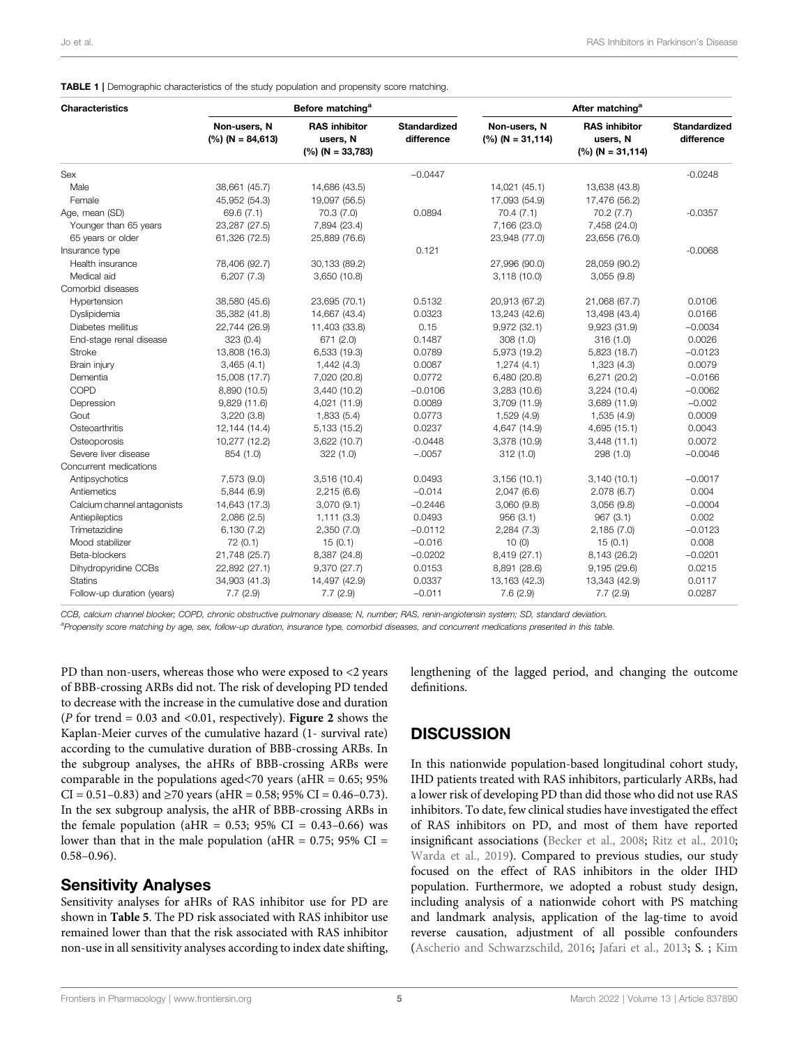**TABLE 1 |** Demographic characteristics of the study population and propensity score matching.

| Characteristics | Before matching[a] | | | After matching[a] | | |
|---|---|---|---|---|---|---|
| | Non-users, N (%) (N = 84,613) | RAS inhibitor users, N (%) (N = 33,783) | Standardized difference | Non-users, N (%) (N = 31,114) | RAS inhibitor users, N (%) (N = 31,114) | Standardized difference |
| Sex | | | −0.0447 | | | -0.0248 |
| Male | 38,661 (45.7) | 14,686 (43.5) | | 14,021 (45.1) | 13,638 (43.8) | |
| Female | 45,952 (54.3) | 19,097 (56.5) | | 17,093 (54.9) | 17,476 (56.2) | |
| Age, mean (SD) | 69.6 (7.1) | 70.3 (7.0) | 0.0894 | 70.4 (7.1) | 70.2 (7.7) | -0.0357 |
| Younger than 65 years | 23,287 (27.5) | 7,894 (23.4) | | 7,166 (23.0) | 7,458 (24.0) | |
| 65 years or older | 61,326 (72.5) | 25,889 (76.6) | | 23,948 (77.0) | 23,656 (76.0) | |
| Insurance type | | | 0.121 | | | -0.0068 |
| Health insurance | 78,406 (92.7) | 30,133 (89.2) | | 27,996 (90.0) | 28,059 (90.2) | |
| Medical aid | 6,207 (7.3) | 3,650 (10.8) | | 3,118 (10.0) | 3,055 (9.8) | |
| Comorbid diseases | | | | | | |
| Hypertension | 38,580 (45.6) | 23,695 (70.1) | 0.5132 | 20,913 (67.2) | 21,068 (67.7) | 0.0106 |
| Dyslipidemia | 35,382 (41.8) | 14,667 (43.4) | 0.0323 | 13,243 (42.6) | 13,498 (43.4) | 0.0166 |
| Diabetes mellitus | 22,744 (26.9) | 11,403 (33.8) | 0.15 | 9,972 (32.1) | 9,923 (31.9) | −0.0034 |
| End-stage renal disease | 323 (0.4) | 671 (2.0) | 0.1487 | 308 (1.0) | 316 (1.0) | 0.0026 |
| Stroke | 13,808 (16.3) | 6,533 (19.3) | 0.0789 | 5,973 (19.2) | 5,823 (18.7) | −0.0123 |
| Brain injury | 3,465 (4.1) | 1,442 (4.3) | 0.0087 | 1,274 (4.1) | 1,323 (4.3) | 0.0079 |
| Dementia | 15,008 (17.7) | 7,020 (20.8) | 0.0772 | 6,480 (20.8) | 6,271 (20.2) | −0.0166 |
| COPD | 8,890 (10.5) | 3,440 (10.2) | −0.0106 | 3,283 (10.6) | 3,224 (10.4) | −0.0062 |
| Depression | 9,829 (11.6) | 4,021 (11.9) | 0.0089 | 3,709 (11.9) | 3,689 (11.9) | −0.002 |
| Gout | 3,220 (3.8) | 1,833 (5.4) | 0.0773 | 1,529 (4.9) | 1,535 (4.9) | 0.0009 |
| Osteoarthritis | 12,144 (14.4) | 5,133 (15.2) | 0.0237 | 4,647 (14.9) | 4,695 (15.1) | 0.0043 |
| Osteoporosis | 10,277 (12.2) | 3,622 (10.7) | -0.0448 | 3,378 (10.9) | 3,448 (11.1) | 0.0072 |
| Severe liver disease | 854 (1.0) | 322 (1.0) | −.0057 | 312 (1.0) | 298 (1.0) | −0.0046 |
| Concurrent medications | | | | | | |
| Antipsychotics | 7,573 (9.0) | 3,516 (10.4) | 0.0493 | 3,156 (10.1) | 3,140 (10.1) | −0.0017 |
| Antiemetics | 5,844 (6.9) | 2,215 (6.6) | −0.014 | 2,047 (6.6) | 2.078 (6.7) | 0.004 |
| Calcium channel antagonists | 14,643 (17.3) | 3,070 (9.1) | −0.2446 | 3,060 (9.8) | 3,056 (9.8) | −0.0004 |
| Antiepileptics | 2,086 (2.5) | 1,111 (3.3) | 0.0493 | 956 (3.1) | 967 (3.1) | 0.002 |
| Trimetazidine | 6,130 (7.2) | 2,350 (7.0) | −0.0112 | 2,284 (7.3) | 2,185 (7.0) | −0.0123 |
| Mood stabilizer | 72 (0.1) | 15 (0.1) | −0.016 | 10 (0) | 15 (0.1) | 0.008 |
| Beta-blockers | 21,748 (25.7) | 8,387 (24.8) | −0.0202 | 8,419 (27.1) | 8,143 (26.2) | −0.0201 |
| Dihydropyridine CCBs | 22,892 (27.1) | 9,370 (27.7) | 0.0153 | 8,891 (28.6) | 9,195 (29.6) | 0.0215 |
| Statins | 34,903 (41.3) | 14,497 (42.9) | 0.0337 | 13,163 (42.3) | 13,343 (42.9) | 0.0117 |
| Follow-up duration (years) | 7.7 (2.9) | 7.7 (2.9) | −0.011 | 7.6 (2.9) | 7.7 (2.9) | 0.0287 |

*CCB, calcium channel blocker; COPD, chronic obstructive pulmonary disease; N, number; RAS, renin-angiotensin system; SD, standard deviation.*
[a]*Propensity score matching by age, sex, follow-up duration, insurance type, comorbid diseases, and concurrent medications presented in this table.*

PD than non-users, whereas those who were exposed to <2 years of BBB-crossing ARBs did not. The risk of developing PD tended to decrease with the increase in the cumulative dose and duration (*P* for trend = 0.03 and <0.01, respectively). **Figure 2** shows the Kaplan-Meier curves of the cumulative hazard (1- survival rate) according to the cumulative duration of BBB-crossing ARBs. In the subgroup analyses, the aHRs of BBB-crossing ARBs were comparable in the populations aged<70 years (aHR = 0.65; 95% CI = 0.51–0.83) and ≥70 years (aHR = 0.58; 95% CI = 0.46–0.73). In the sex subgroup analysis, the aHR of BBB-crossing ARBs in the female population (aHR = 0.53; 95% CI = 0.43–0.66) was lower than that in the male population (aHR = 0.75; 95% CI = 0.58–0.96).

## Sensitivity Analyses

Sensitivity analyses for aHRs of RAS inhibitor use for PD are shown in **Table 5**. The PD risk associated with RAS inhibitor use remained lower than that the risk associated with RAS inhibitor non-use in all sensitivity analyses according to index date shifting, lengthening of the lagged period, and changing the outcome definitions.

# DISCUSSION

In this nationwide population-based longitudinal cohort study, IHD patients treated with RAS inhibitors, particularly ARBs, had a lower risk of developing PD than did those who did not use RAS inhibitors. To date, few clinical studies have investigated the effect of RAS inhibitors on PD, and most of them have reported insignificant associations (Becker et al., 2008; Ritz et al., 2010; Warda et al., 2019). Compared to previous studies, our study focused on the effect of RAS inhibitors in the older IHD population. Furthermore, we adopted a robust study design, including analysis of a nationwide cohort with PS matching and landmark analysis, application of the lag-time to avoid reverse causation, adjustment of all possible confounders (Ascherio and Schwarzschild, 2016; Jafari et al., 2013; S. ; Kim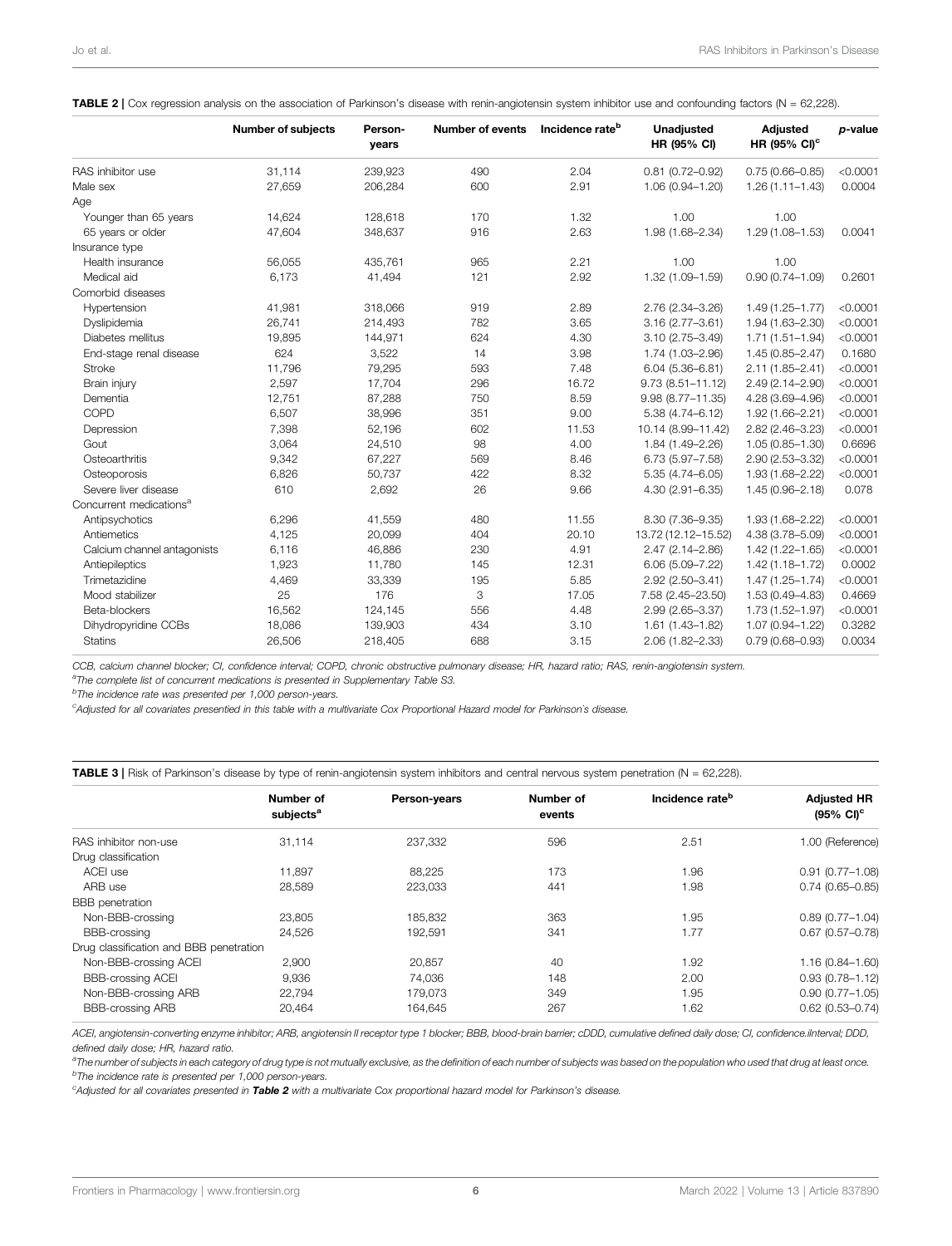**TABLE 2** | Cox regression analysis on the association of Parkinson's disease with renin-angiotensin system inhibitor use and confounding factors (N = 62,228).

| | Number of subjects | Person-years | Number of events | Incidence rate[b] | Unadjusted HR (95% CI) | Adjusted HR (95% CI)[c] | p-value |
|---|---|---|---|---|---|---|---|
| RAS inhibitor use | 31,114 | 239,923 | 490 | 2.04 | 0.81 (0.72–0.92) | 0.75 (0.66–0.85) | <0.0001 |
| Male sex | 27,659 | 206,284 | 600 | 2.91 | 1.06 (0.94–1.20) | 1.26 (1.11–1.43) | 0.0004 |
| Age | | | | | | | |
| Younger than 65 years | 14,624 | 128,618 | 170 | 1.32 | 1.00 | 1.00 | |
| 65 years or older | 47,604 | 348,637 | 916 | 2.63 | 1.98 (1.68–2.34) | 1.29 (1.08–1.53) | 0.0041 |
| Insurance type | | | | | | | |
| Health insurance | 56,055 | 435,761 | 965 | 2.21 | 1.00 | 1.00 | |
| Medical aid | 6,173 | 41,494 | 121 | 2.92 | 1.32 (1.09–1.59) | 0.90 (0.74–1.09) | 0.2601 |
| Comorbid diseases | | | | | | | |
| Hypertension | 41,981 | 318,066 | 919 | 2.89 | 2.76 (2.34–3.26) | 1.49 (1.25–1.77) | <0.0001 |
| Dyslipidemia | 26,741 | 214,493 | 782 | 3.65 | 3.16 (2.77–3.61) | 1.94 (1.63–2.30) | <0.0001 |
| Diabetes mellitus | 19,895 | 144,971 | 624 | 4.30 | 3.10 (2.75–3.49) | 1.71 (1.51–1.94) | <0.0001 |
| End-stage renal disease | 624 | 3,522 | 14 | 3.98 | 1.74 (1.03–2.96) | 1.45 (0.85–2.47) | 0.1680 |
| Stroke | 11,796 | 79,295 | 593 | 7.48 | 6.04 (5.36–6.81) | 2.11 (1.85–2.41) | <0.0001 |
| Brain injury | 2,597 | 17,704 | 296 | 16.72 | 9.73 (8.51–11.12) | 2.49 (2.14–2.90) | <0.0001 |
| Dementia | 12,751 | 87,288 | 750 | 8.59 | 9.98 (8.77–11.35) | 4.28 (3.69–4.96) | <0.0001 |
| COPD | 6,507 | 38,996 | 351 | 9.00 | 5.38 (4.74–6.12) | 1.92 (1.66–2.21) | <0.0001 |
| Depression | 7,398 | 52,196 | 602 | 11.53 | 10.14 (8.99–11.42) | 2.82 (2.46–3.23) | <0.0001 |
| Gout | 3,064 | 24,510 | 98 | 4.00 | 1.84 (1.49–2.26) | 1.05 (0.85–1.30) | 0.6696 |
| Osteoarthritis | 9,342 | 67,227 | 569 | 8.46 | 6.73 (5.97–7.58) | 2.90 (2.53–3.32) | <0.0001 |
| Osteoporosis | 6,826 | 50,737 | 422 | 8.32 | 5.35 (4.74–6.05) | 1.93 (1.68–2.22) | <0.0001 |
| Severe liver disease | 610 | 2,692 | 26 | 9.66 | 4.30 (2.91–6.35) | 1.45 (0.96–2.18) | 0.078 |
| Concurrent medications[a] | | | | | | | |
| Antipsychotics | 6,296 | 41,559 | 480 | 11.55 | 8.30 (7.36–9.35) | 1.93 (1.68–2.22) | <0.0001 |
| Antiemetics | 4,125 | 20,099 | 404 | 20.10 | 13.72 (12.12–15.52) | 4.38 (3.78–5.09) | <0.0001 |
| Calcium channel antagonists | 6,116 | 46,886 | 230 | 4.91 | 2.47 (2.14–2.86) | 1.42 (1.22–1.65) | <0.0001 |
| Antiepileptics | 1,923 | 11,780 | 145 | 12.31 | 6.06 (5.09–7.22) | 1.42 (1.18–1.72) | 0.0002 |
| Trimetazidine | 4,469 | 33,339 | 195 | 5.85 | 2.92 (2.50–3.41) | 1.47 (1.25–1.74) | <0.0001 |
| Mood stabilizer | 25 | 176 | 3 | 17.05 | 7.58 (2.45–23.50) | 1.53 (0.49–4.83) | 0.4669 |
| Beta-blockers | 16,562 | 124,145 | 556 | 4.48 | 2.99 (2.65–3.37) | 1.73 (1.52–1.97) | <0.0001 |
| Dihydropyridine CCBs | 18,086 | 139,903 | 434 | 3.10 | 1.61 (1.43–1.82) | 1.07 (0.94–1.22) | 0.3282 |
| Statins | 26,506 | 218,405 | 688 | 3.15 | 2.06 (1.82–2.33) | 0.79 (0.68–0.93) | 0.0034 |

*CCB, calcium channel blocker; CI, confidence interval; COPD, chronic obstructive pulmonary disease; HR, hazard ratio; RAS, renin-angiotensin system.*
[a]*The complete list of concurrent medications is presented in Supplementary Table S3.*
[b]*The incidence rate was presented per 1,000 person-years.*
[c]*Adjusted for all covariates presentied in this table with a multivariate Cox Proportional Hazard model for Parkinson's disease.*

**TABLE 3** | Risk of Parkinson's disease by type of renin-angiotensin system inhibitors and central nervous system penetration (N = 62,228).

| | Number of subjects[a] | Person-years | Number of events | Incidence rate[b] | Adjusted HR (95% CI)[c] |
|---|---|---|---|---|---|
| RAS inhibitor non-use | 31,114 | 237,332 | 596 | 2.51 | 1.00 (Reference) |
| Drug classification | | | | | |
| ACEI use | 11,897 | 88,225 | 173 | 1.96 | 0.91 (0.77–1.08) |
| ARB use | 28,589 | 223,033 | 441 | 1.98 | 0.74 (0.65–0.85) |
| BBB penetration | | | | | |
| Non-BBB-crossing | 23,805 | 185,832 | 363 | 1.95 | 0.89 (0.77–1.04) |
| BBB-crossing | 24,526 | 192,591 | 341 | 1.77 | 0.67 (0.57–0.78) |
| Drug classification and BBB penetration | | | | | |
| Non-BBB-crossing ACEI | 2,900 | 20,857 | 40 | 1.92 | 1.16 (0.84–1.60) |
| BBB-crossing ACEI | 9,936 | 74,036 | 148 | 2.00 | 0.93 (0.78–1.12) |
| Non-BBB-crossing ARB | 22,794 | 179,073 | 349 | 1.95 | 0.90 (0.77–1.05) |
| BBB-crossing ARB | 20,464 | 164,645 | 267 | 1.62 | 0.62 (0.53–0.74) |

*ACEI, angiotensin-converting enzyme inhibitor; ARB, angiotensin II receptor type 1 blocker; BBB, blood-brain barrier; cDDD, cumulative defined daily dose; CI, confidence.ilnterval; DDD, defined daily dose; HR, hazard ratio.*
[a]*The number of subjects in each category of drug type is not mutually exclusive, as the definition of each number of subjects was based on the population who used that drug at least once.*
[b]*The incidence rate is presented per 1,000 person-years.*
[c]*Adjusted for all covariates presented in* ***Table 2*** *with a multivariate Cox proportional hazard model for Parkinson's disease.*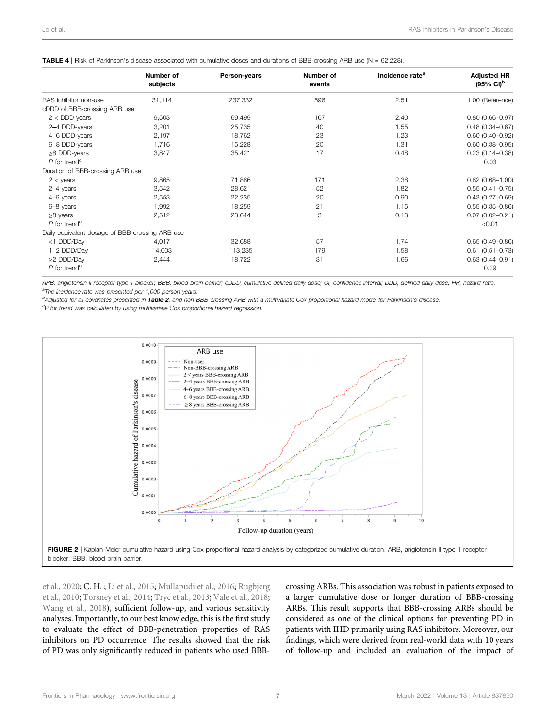**TABLE 4 |** Risk of Parkinson's disease associated with cumulative doses and durations of BBB-crossing ARB use (N = 62,228).

| | Number of subjects | Person-years | Number of events | Incidence rate[a] | Adjusted HR (95% CI)[b] |
|---|---|---|---|---|---|
| RAS inhibitor non-use | 31,114 | 237,332 | 596 | 2.51 | 1.00 (Reference) |
| cDDD of BBB-crossing ARB use | | | | | |
| 2 < DDD-years | 9,503 | 69,499 | 167 | 2.40 | 0.80 (0.66–0.97) |
| 2–4 DDD-years | 3,201 | 25,735 | 40 | 1.55 | 0.48 (0.34–0.67) |
| 4–6 DDD-years | 2,197 | 18,762 | 23 | 1.23 | 0.60 (0.40–0.92) |
| 6–8 DDD-years | 1,716 | 15,228 | 20 | 1.31 | 0.60 (0.38–0.95) |
| ≥8 DDD-years | 3,847 | 35,421 | 17 | 0.48 | 0.23 (0.14–0.38) |
| *P* for trend[c] | | | | | 0.03 |
| Duration of BBB-crossing ARB use | | | | | |
| 2 < years | 9,865 | 71,886 | 171 | 2.38 | 0.82 (0.68–1.00) |
| 2–4 years | 3,542 | 28,621 | 52 | 1.82 | 0.55 (0.41–0.75) |
| 4–6 years | 2,553 | 22,235 | 20 | 0.90 | 0.43 (0.27–0.69) |
| 6–8 years | 1,992 | 18,259 | 21 | 1.15 | 0.55 (0.35–0.86) |
| ≥8 years | 2,512 | 23,644 | 3 | 0.13 | 0.07 (0.02–0.21) |
| *P* for trend[c] | | | | | <0.01 |
| Daily equivalent dosage of BBB-crossing ARB use | | | | | |
| <1 DDD/Day | 4,017 | 32,688 | 57 | 1.74 | 0.65 (0.49–0.86) |
| 1–2 DDD/Day | 14,003 | 113,235 | 179 | 1.58 | 0.61 (0.51–0.73) |
| ≥2 DDD/Day | 2,444 | 18,722 | 31 | 1.66 | 0.63 (0.44–0.91) |
| *P* for trend[c] | | | | | 0.29 |

*ARB, angiotensin II receptor type 1 blocker; BBB, blood-brain barrier; cDDD, cumulative defined daily dose; CI, confidence interval; DDD, defined daily dose; HR, hazard ratio.*
[a]*The incidence rate was presented per 1,000 person-years.*
[b]*Adjusted for all covariates presented in **Table 2**, and non-BBB-crossing ARB with a multivariate Cox proportional hazard model for Parkinson's disease.*
[c]*P for trend was calculated by using multivariate Cox proportional hazard regression.*

**FIGURE 2 |** Kaplan-Meier cumulative hazard using Cox proportional hazard analysis by categorized cumulative duration. ARB, angiotensin II type 1 receptor blocker; BBB, blood-brain barrier.

et al., 2020; C. H. ; Li et al., 2015; Mullapudi et al., 2016; Rugbjerg et al., 2010; Torsney et al., 2014; Tryc et al., 2013; Vale et al., 2018; Wang et al., 2018), sufficient follow-up, and various sensitivity analyses. Importantly, to our best knowledge, this is the first study to evaluate the effect of BBB-penetration properties of RAS inhibitors on PD occurrence. The results showed that the risk of PD was only significantly reduced in patients who used BBB-crossing ARBs. This association was robust in patients exposed to a larger cumulative dose or longer duration of BBB-crossing ARBs. This result supports that BBB-crossing ARBs should be considered as one of the clinical options for preventing PD in patients with IHD primarily using RAS inhibitors. Moreover, our findings, which were derived from real-world data with 10 years of follow-up and included an evaluation of the impact of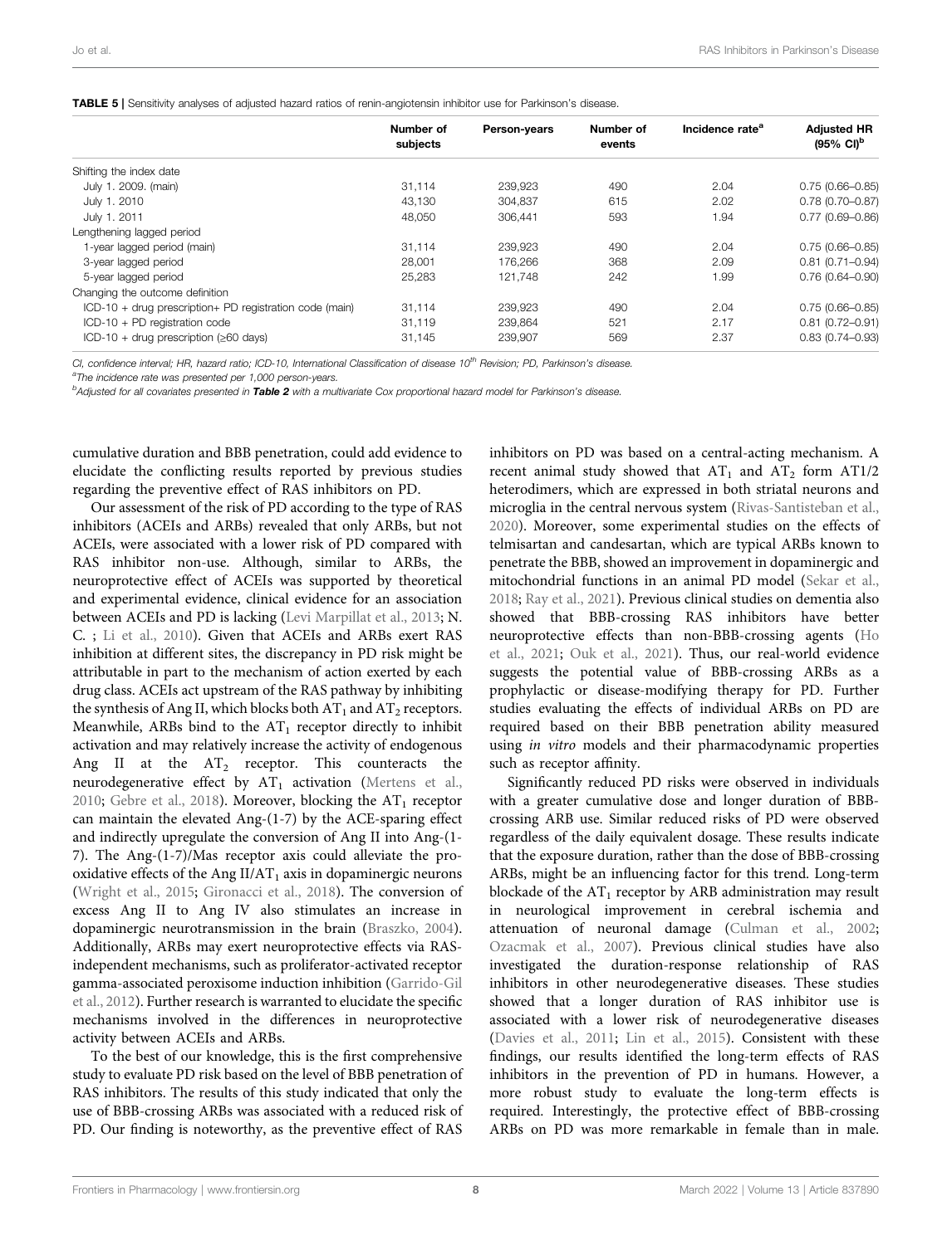**TABLE 5** | Sensitivity analyses of adjusted hazard ratios of renin-angiotensin inhibitor use for Parkinson's disease.

| | Number of subjects | Person-years | Number of events | Incidence rate[a] | Adjusted HR (95% CI)[b] |
|---|---|---|---|---|---|
| Shifting the index date | | | | | |
| July 1. 2009. (main) | 31,114 | 239,923 | 490 | 2.04 | 0.75 (0.66–0.85) |
| July 1. 2010 | 43,130 | 304,837 | 615 | 2.02 | 0.78 (0.70–0.87) |
| July 1. 2011 | 48,050 | 306,441 | 593 | 1.94 | 0.77 (0.69–0.86) |
| Lengthening lagged period | | | | | |
| 1-year lagged period (main) | 31,114 | 239,923 | 490 | 2.04 | 0.75 (0.66–0.85) |
| 3-year lagged period | 28,001 | 176,266 | 368 | 2.09 | 0.81 (0.71–0.94) |
| 5-year lagged period | 25,283 | 121,748 | 242 | 1.99 | 0.76 (0.64–0.90) |
| Changing the outcome definition | | | | | |
| ICD-10 + drug prescription+ PD registration code (main) | 31,114 | 239,923 | 490 | 2.04 | 0.75 (0.66–0.85) |
| ICD-10 + PD registration code | 31,119 | 239,864 | 521 | 2.17 | 0.81 (0.72–0.91) |
| ICD-10 + drug prescription (≥60 days) | 31,145 | 239,907 | 569 | 2.37 | 0.83 (0.74–0.93) |

*CI, confidence interval; HR, hazard ratio; ICD-10, International Classification of disease 10th Revision; PD, Parkinson's disease.*

[a]*The incidence rate was presented per 1,000 person-years.*

[b]*Adjusted for all covariates presented in **Table 2** with a multivariate Cox proportional hazard model for Parkinson's disease.*

cumulative duration and BBB penetration, could add evidence to elucidate the conflicting results reported by previous studies regarding the preventive effect of RAS inhibitors on PD.

Our assessment of the risk of PD according to the type of RAS inhibitors (ACEIs and ARBs) revealed that only ARBs, but not ACEIs, were associated with a lower risk of PD compared with RAS inhibitor non-use. Although, similar to ARBs, the neuroprotective effect of ACEIs was supported by theoretical and experimental evidence, clinical evidence for an association between ACEIs and PD is lacking (Levi Marpillat et al., 2013; N. C. ; Li et al., 2010). Given that ACEIs and ARBs exert RAS inhibition at different sites, the discrepancy in PD risk might be attributable in part to the mechanism of action exerted by each drug class. ACEIs act upstream of the RAS pathway by inhibiting the synthesis of Ang II, which blocks both $AT_1$ and $AT_2$ receptors. Meanwhile, ARBs bind to the $AT_1$ receptor directly to inhibit activation and may relatively increase the activity of endogenous Ang II at the $AT_2$ receptor. This counteracts the neurodegenerative effect by $AT_1$ activation (Mertens et al., 2010; Gebre et al., 2018). Moreover, blocking the $AT_1$ receptor can maintain the elevated Ang-(1-7) by the ACE-sparing effect and indirectly upregulate the conversion of Ang II into Ang-(1-7). The Ang-(1-7)/Mas receptor axis could alleviate the pro-oxidative effects of the Ang II/$AT_1$ axis in dopaminergic neurons (Wright et al., 2015; Gironacci et al., 2018). The conversion of excess Ang II to Ang IV also stimulates an increase in dopaminergic neurotransmission in the brain (Braszko, 2004). Additionally, ARBs may exert neuroprotective effects via RAS-independent mechanisms, such as proliferator-activated receptor gamma-associated peroxisome induction inhibition (Garrido-Gil et al., 2012). Further research is warranted to elucidate the specific mechanisms involved in the differences in neuroprotective activity between ACEIs and ARBs.

To the best of our knowledge, this is the first comprehensive study to evaluate PD risk based on the level of BBB penetration of RAS inhibitors. The results of this study indicated that only the use of BBB-crossing ARBs was associated with a reduced risk of PD. Our finding is noteworthy, as the preventive effect of RAS inhibitors on PD was based on a central-acting mechanism. A recent animal study showed that $AT_1$ and $AT_2$ form AT1/2 heterodimers, which are expressed in both striatal neurons and microglia in the central nervous system (Rivas-Santisteban et al., 2020). Moreover, some experimental studies on the effects of telmisartan and candesartan, which are typical ARBs known to penetrate the BBB, showed an improvement in dopaminergic and mitochondrial functions in an animal PD model (Sekar et al., 2018; Ray et al., 2021). Previous clinical studies on dementia also showed that BBB-crossing RAS inhibitors have better neuroprotective effects than non-BBB-crossing agents (Ho et al., 2021; Ouk et al., 2021). Thus, our real-world evidence suggests the potential value of BBB-crossing ARBs as a prophylactic or disease-modifying therapy for PD. Further studies evaluating the effects of individual ARBs on PD are required based on their BBB penetration ability measured using *in vitro* models and their pharmacodynamic properties such as receptor affinity.

Significantly reduced PD risks were observed in individuals with a greater cumulative dose and longer duration of BBB-crossing ARB use. Similar reduced risks of PD were observed regardless of the daily equivalent dosage. These results indicate that the exposure duration, rather than the dose of BBB-crossing ARBs, might be an influencing factor for this trend. Long-term blockade of the $AT_1$ receptor by ARB administration may result in neurological improvement in cerebral ischemia and attenuation of neuronal damage (Culman et al., 2002; Ozacmak et al., 2007). Previous clinical studies have also investigated the duration-response relationship of RAS inhibitors in other neurodegenerative diseases. These studies showed that a longer duration of RAS inhibitor use is associated with a lower risk of neurodegenerative diseases (Davies et al., 2011; Lin et al., 2015). Consistent with these findings, our results identified the long-term effects of RAS inhibitors in the prevention of PD in humans. However, a more robust study to evaluate the long-term effects is required. Interestingly, the protective effect of BBB-crossing ARBs on PD was more remarkable in female than in male.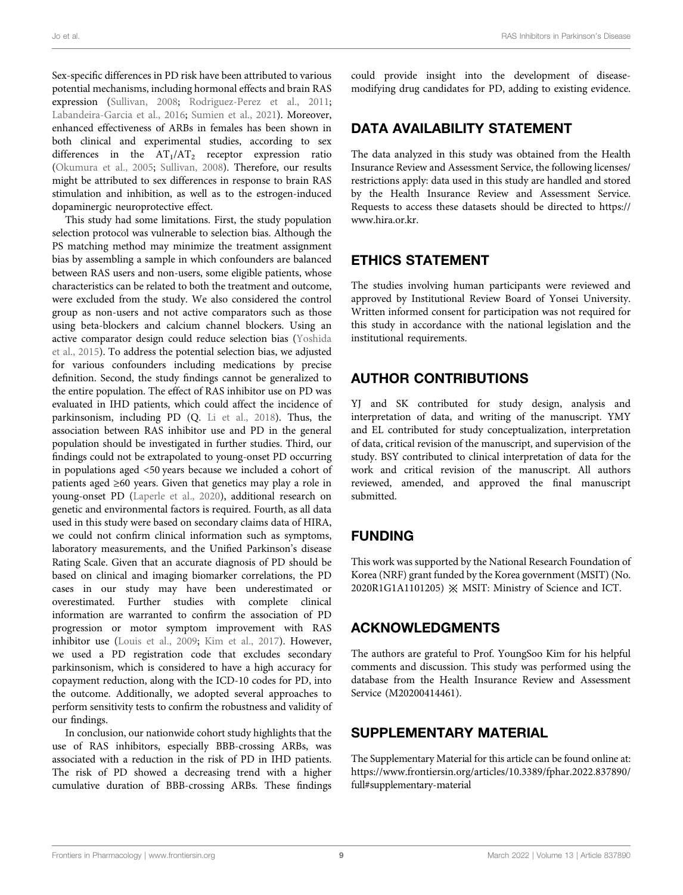Sex-specific differences in PD risk have been attributed to various potential mechanisms, including hormonal effects and brain RAS expression (Sullivan, 2008; Rodriguez-Perez et al., 2011; Labandeira-Garcia et al., 2016; Sumien et al., 2021). Moreover, enhanced effectiveness of ARBs in females has been shown in both clinical and experimental studies, according to sex differences in the $AT_1/AT_2$ receptor expression ratio (Okumura et al., 2005; Sullivan, 2008). Therefore, our results might be attributed to sex differences in response to brain RAS stimulation and inhibition, as well as to the estrogen-induced dopaminergic neuroprotective effect.

This study had some limitations. First, the study population selection protocol was vulnerable to selection bias. Although the PS matching method may minimize the treatment assignment bias by assembling a sample in which confounders are balanced between RAS users and non-users, some eligible patients, whose characteristics can be related to both the treatment and outcome, were excluded from the study. We also considered the control group as non-users and not active comparators such as those using beta-blockers and calcium channel blockers. Using an active comparator design could reduce selection bias (Yoshida et al., 2015). To address the potential selection bias, we adjusted for various confounders including medications by precise definition. Second, the study findings cannot be generalized to the entire population. The effect of RAS inhibitor use on PD was evaluated in IHD patients, which could affect the incidence of parkinsonism, including PD (Q. Li et al., 2018). Thus, the association between RAS inhibitor use and PD in the general population should be investigated in further studies. Third, our findings could not be extrapolated to young-onset PD occurring in populations aged <50 years because we included a cohort of patients aged ≥60 years. Given that genetics may play a role in young-onset PD (Laperle et al., 2020), additional research on genetic and environmental factors is required. Fourth, as all data used in this study were based on secondary claims data of HIRA, we could not confirm clinical information such as symptoms, laboratory measurements, and the Unified Parkinson's disease Rating Scale. Given that an accurate diagnosis of PD should be based on clinical and imaging biomarker correlations, the PD cases in our study may have been underestimated or overestimated. Further studies with complete clinical information are warranted to confirm the association of PD progression or motor symptom improvement with RAS inhibitor use (Louis et al., 2009; Kim et al., 2017). However, we used a PD registration code that excludes secondary parkinsonism, which is considered to have a high accuracy for copayment reduction, along with the ICD-10 codes for PD, into the outcome. Additionally, we adopted several approaches to perform sensitivity tests to confirm the robustness and validity of our findings.

In conclusion, our nationwide cohort study highlights that the use of RAS inhibitors, especially BBB-crossing ARBs, was associated with a reduction in the risk of PD in IHD patients. The risk of PD showed a decreasing trend with a higher cumulative duration of BBB-crossing ARBs. These findings could provide insight into the development of disease-modifying drug candidates for PD, adding to existing evidence.

## DATA AVAILABILITY STATEMENT

The data analyzed in this study was obtained from the Health Insurance Review and Assessment Service, the following licenses/restrictions apply: data used in this study are handled and stored by the Health Insurance Review and Assessment Service. Requests to access these datasets should be directed to https://www.hira.or.kr.

## ETHICS STATEMENT

The studies involving human participants were reviewed and approved by Institutional Review Board of Yonsei University. Written informed consent for participation was not required for this study in accordance with the national legislation and the institutional requirements.

## AUTHOR CONTRIBUTIONS

YJ and SK contributed for study design, analysis and interpretation of data, and writing of the manuscript. YMY and EL contributed for study conceptualization, interpretation of data, critical revision of the manuscript, and supervision of the study. BSY contributed to clinical interpretation of data for the work and critical revision of the manuscript. All authors reviewed, amended, and approved the final manuscript submitted.

## FUNDING

This work was supported by the National Research Foundation of Korea (NRF) grant funded by the Korea government (MSIT) (No. 2020R1G1A1101205) ※ MSIT: Ministry of Science and ICT.

## ACKNOWLEDGMENTS

The authors are grateful to Prof. YoungSoo Kim for his helpful comments and discussion. This study was performed using the database from the Health Insurance Review and Assessment Service (M20200414461).

## SUPPLEMENTARY MATERIAL

The Supplementary Material for this article can be found online at: https://www.frontiersin.org/articles/10.3389/fphar.2022.837890/full#supplementary-material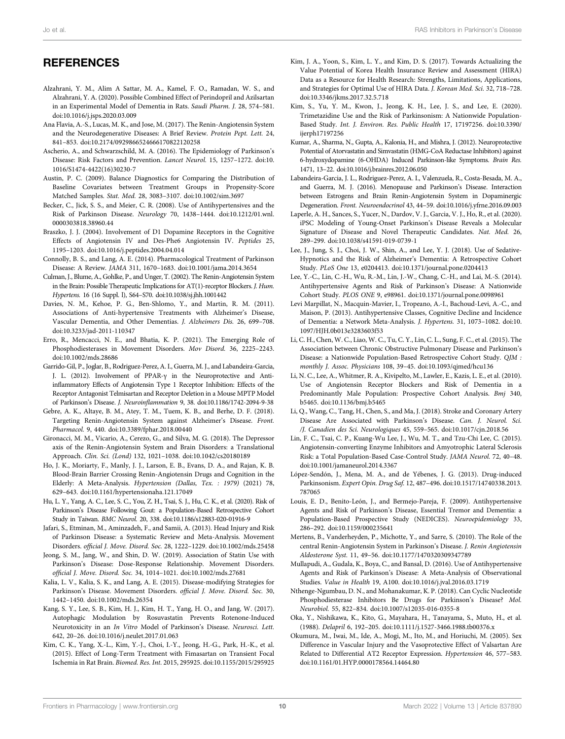## REFERENCES

Alzahrani, Y. M., Alim A Sattar, M. A., Kamel, F. O., Ramadan, W. S., and Alzahrani, Y. A. (2020). Possible Combined Effect of Perindopril and Azilsartan in an Experimental Model of Dementia in Rats. *Saudi Pharm. J.* 28, 574–581. doi:10.1016/j.jsps.2020.03.009

Ana Flavia, A.-S., Lucas, M. K., and Jose, M. (2017). The Renin-Angiotensin System and the Neurodegenerative Diseases: A Brief Review. *Protein Pept. Lett.* 24, 841–853. doi:10.2174/0929866524666170822120258

Ascherio, A., and Schwarzschild, M. A. (2016). The Epidemiology of Parkinson's Disease: Risk Factors and Prevention. *Lancet Neurol.* 15, 1257–1272. doi:10.1016/S1474-4422(16)30230-7

Austin, P. C. (2009). Balance Diagnostics for Comparing the Distribution of Baseline Covariates between Treatment Groups in Propensity-Score Matched Samples. *Stat. Med.* 28, 3083–3107. doi:10.1002/sim.3697

Becker, C., Jick, S. S., and Meier, C. R. (2008). Use of Antihypertensives and the Risk of Parkinson Disease. *Neurology* 70, 1438–1444. doi:10.1212/01.wnl.0000303818.38960.44

Braszko, J. J. (2004). Involvement of D1 Dopamine Receptors in the Cognitive Effects of Angiotensin IV and Des-Phe6 Angiotensin IV. *Peptides* 25, 1195–1203. doi:10.1016/j.peptides.2004.04.014

Connolly, B. S., and Lang, A. E. (2014). Pharmacological Treatment of Parkinson Disease: A Review. *JAMA* 311, 1670–1683. doi:10.1001/jama.2014.3654

Culman, J., Blume, A., Gohlke, P., and Unger, T. (2002). The Renin-Angiotensin System in the Brain: Possible Therapeutic Implications for AT(1)-receptor Blockers. *J. Hum. Hypertens.* 16 (16 Suppl. l), S64–S70. doi:10.1038/sj.jhh.1001442

Davies, N. M., Kehoe, P. G., Ben-Shlomo, Y., and Martin, R. M. (2011). Associations of Anti-hypertensive Treatments with Alzheimer's Disease, Vascular Dementia, and Other Dementias. *J. Alzheimers Dis.* 26, 699–708. doi:10.3233/jad-2011-110347

Erro, R., Mencacci, N. E., and Bhatia, K. P. (2021). The Emerging Role of Phosphodiesterases in Movement Disorders. *Mov Disord.* 36, 2225–2243. doi:10.1002/mds.28686

Garrido-Gil, P., Joglar, B., Rodriguez-Perez, A. I., Guerra, M. J., and Labandeira-Garcia, J. L. (2012). Involvement of PPAR-γ in the Neuroprotective and Anti-inflammatory Effects of Angiotensin Type 1 Receptor Inhibition: Effects of the Receptor Antagonist Telmisartan and Receptor Deletion in a Mouse MPTP Model of Parkinson's Disease. *J. Neuroinflammation* 9, 38. doi:10.1186/1742-2094-9-38

Gebre, A. K., Altaye, B. M., Atey, T. M., Tuem, K. B., and Berhe, D. F. (2018). Targeting Renin-Angiotensin System against Alzheimer's Disease. *Front. Pharmacol.* 9, 440. doi:10.3389/fphar.2018.00440

Gironacci, M. M., Vicario, A., Cerezo, G., and Silva, M. G. (2018). The Depressor axis of the Renin-Angiotensin System and Brain Disorders: a Translational Approach. *Clin. Sci. (Lond)* 132, 1021–1038. doi:10.1042/cs20180189

Ho, J. K., Moriarty, F., Manly, J. J., Larson, E. B., Evans, D. A., and Rajan, K. B. Blood-Brain Barrier Crossing Renin-Angiotensin Drugs and Cognition in the Elderly: A Meta-Analysis. *Hypertension (Dallas, Tex. : 1979)* (2021) 78, 629–643. doi:10.1161/hypertensionaha.121.17049

Hu, L. Y., Yang, A. C., Lee, S. C., You, Z. H., Tsai, S. J., Hu, C. K., et al. (2020). Risk of Parkinson's Disease Following Gout: a Population-Based Retrospective Cohort Study in Taiwan. *BMC Neurol.* 20, 338. doi:10.1186/s12883-020-01916-9

Jafari, S., Etminan, M., Aminzadeh, F., and Samii, A. (2013). Head Injury and Risk of Parkinson Disease: a Systematic Review and Meta-Analysis. Movement Disorders. *official J. Move. Disord. Soc.* 28, 1222–1229. doi:10.1002/mds.25458

Jeong, S. M., Jang, W., and Shin, D. W. (2019). Association of Statin Use with Parkinson's Disease: Dose-Response Relationship. Movement Disorders. *official J. Move. Disord. Soc.* 34, 1014–1021. doi:10.1002/mds.27681

Kalia, L. V., Kalia, S. K., and Lang, A. E. (2015). Disease-modifying Strategies for Parkinson's Disease. Movement Disorders. *official J. Move. Disord. Soc.* 30, 1442–1450. doi:10.1002/mds.26354

Kang, S. Y., Lee, S. B., Kim, H. J., Kim, H. T., Yang, H. O., and Jang, W. (2017). Autophagic Modulation by Rosuvastatin Prevents Rotenone-Induced Neurotoxicity in an *In Vitro* Model of Parkinson's Disease. *Neurosci. Lett.* 642, 20–26. doi:10.1016/j.neulet.2017.01.063

Kim, C. K., Yang, X.-L., Kim, Y.-J., Choi, I.-Y., Jeong, H.-G., Park, H.-K., et al. (2015). Effect of Long-Term Treatment with Fimasartan on Transient Focal Ischemia in Rat Brain. *Biomed. Res. Int.* 2015, 295925. doi:10.1155/2015/295925

Kim, J. A., Yoon, S., Kim, L. Y., and Kim, D. S. (2017). Towards Actualizing the Value Potential of Korea Health Insurance Review and Assessment (HIRA) Data as a Resource for Health Research: Strengths, Limitations, Applications, and Strategies for Optimal Use of HIRA Data. *J. Korean Med. Sci.* 32, 718–728. doi:10.3346/jkms.2017.32.5.718

Kim, S., Yu, Y. M., Kwon, J., Jeong, K. H., Lee, J. S., and Lee, E. (2020). Trimetazidine Use and the Risk of Parkinsonism: A Nationwide Population-Based Study. *Int. J. Environ. Res. Public Health* 17, 17197256. doi:10.3390/ijerph17197256

Kumar, A., Sharma, N., Gupta, A., Kalonia, H., and Mishra, J. (2012). Neuroprotective Potential of Atorvastatin and Simvastatin (HMG-CoA Reductase Inhibitors) against 6-hydroxydopamine (6-OHDA) Induced Parkinson-like Symptoms. *Brain Res.* 1471, 13–22. doi:10.1016/j.brainres.2012.06.050

Labandeira-Garcia, J. L., Rodriguez-Perez, A. I., Valenzuela, R., Costa-Besada, M. A., and Guerra, M. J. (2016). Menopause and Parkinson's Disease. Interaction between Estrogens and Brain Renin-Angiotensin System in Dopaminergic Degeneration. *Front. Neuroendocrinol* 43, 44–59. doi:10.1016/j.yfrne.2016.09.003

Laperle, A. H., Sances, S., Yucer, N., Dardov, V. J., Garcia, V. J., Ho, R., et al. (2020). iPSC Modeling of Young-Onset Parkinson's Disease Reveals a Molecular Signature of Disease and Novel Therapeutic Candidates. *Nat. Med.* 26, 289–299. doi:10.1038/s41591-019-0739-1

Lee, J., Jung, S. J., Choi, J. W., Shin, A., and Lee, Y. J. (2018). Use of Sedative-Hypnotics and the Risk of Alzheimer's Dementia: A Retrospective Cohort Study. *PLoS One* 13, e0204413. doi:10.1371/journal.pone.0204413

Lee, Y.-C., Lin, C.-H., Wu, R.-M., Lin, J.-W., Chang, C.-H., and Lai, M.-S. (2014). Antihypertensive Agents and Risk of Parkinson's Disease: A Nationwide Cohort Study. *PLOS ONE* 9, e98961. doi:10.1371/journal.pone.0098961

Levi Marpillat, N., Macquin-Mavier, I., Tropeano, A.-I., Bachoud-Levi, A.-C., and Maison, P. (2013). Antihypertensive Classes, Cognitive Decline and Incidence of Dementia: a Network Meta-Analysis. *J. Hypertens.* 31, 1073–1082. doi:10.1097/HJH.0b013e3283603f53

Li, C. H., Chen, W. C., Liao, W. C., Tu, C. Y., Lin, C. L., Sung, F. C., et al. (2015). The Association between Chronic Obstructive Pulmonary Disease and Parkinson's Disease: a Nationwide Population-Based Retrospective Cohort Study. *QJM : monthly J. Assoc. Physicians* 108, 39–45. doi:10.1093/qjmed/hcu136

Li, N. C., Lee, A., Whitmer, R. A., Kivipelto, M., Lawler, E., Kazis, L. E., et al. (2010). Use of Angiotensin Receptor Blockers and Risk of Dementia in a Predominantly Male Population: Prospective Cohort Analysis. *Bmj* 340, b5465. doi:10.1136/bmj.b5465

Li, Q., Wang, C., Tang, H., Chen, S., and Ma, J. (2018). Stroke and Coronary Artery Disease Are Associated with Parkinson's Disease. *Can. J. Neurol. Sci. /J. Canadien des Sci. Neurologiques* 45, 559–565. doi:10.1017/cjn.2018.56

Lin, F. C., Tsai, C. P., Kuang-Wu Lee, J., Wu, M. T., and Tzu-Chi Lee, C. (2015). Angiotensin-converting Enzyme Inhibitors and Amyotrophic Lateral Sclerosis Risk: a Total Population-Based Case-Control Study. *JAMA Neurol.* 72, 40–48. doi:10.1001/jamaneurol.2014.3367

López-Sendón, J., Mena, M. A., and de Yébenes, J. G. (2013). Drug-induced Parkinsonism. *Expert Opin. Drug Saf.* 12, 487–496. doi:10.1517/14740338.2013.787065

Louis, E. D., Benito-León, J., and Bermejo-Pareja, F. (2009). Antihypertensive Agents and Risk of Parkinson's Disease, Essential Tremor and Dementia: a Population-Based Prospective Study (NEDICES). *Neuroepidemiology* 33, 286–292. doi:10.1159/000235641

Mertens, B., Vanderheyden, P., Michotte, Y., and Sarre, S. (2010). The Role of the central Renin-Angiotensin System in Parkinson's Disease. *J. Renin Angiotensin Aldosterone Syst.* 11, 49–56. doi:10.1177/1470320309347789

Mullapudi, A., Gudala, K., Boya, C., and Bansal, D. (2016). Use of Antihypertensive Agents and Risk of Parkinson's Disease: A Meta-Analysis of Observational Studies. *Value in Health* 19, A100. doi:10.1016/j.jval.2016.03.1719

Nthenge-Ngumbau, D. N., and Mohanakumar, K. P. (2018). Can Cyclic Nucleotide Phosphodiesterase Inhibitors Be Drugs for Parkinson's Disease? *Mol. Neurobiol.* 55, 822–834. doi:10.1007/s12035-016-0355-8

Oka, Y., Nishikawa, K., Kito, G., Mayahara, H., Tanayama, S., Muto, H., et al. (1988). *Delapril* 6, 192–205. doi:10.1111/j.1527-3466.1988.tb00376.x

Okumura, M., Iwai, M., Ide, A., Mogi, M., Ito, M., and Horiuchi, M. (2005). Sex Difference in Vascular Injury and the Vasoprotective Effect of Valsartan Are Related to Differential AT2 Receptor Expression. *Hypertension* 46, 577–583. doi:10.1161/01.HYP.0000178564.14464.80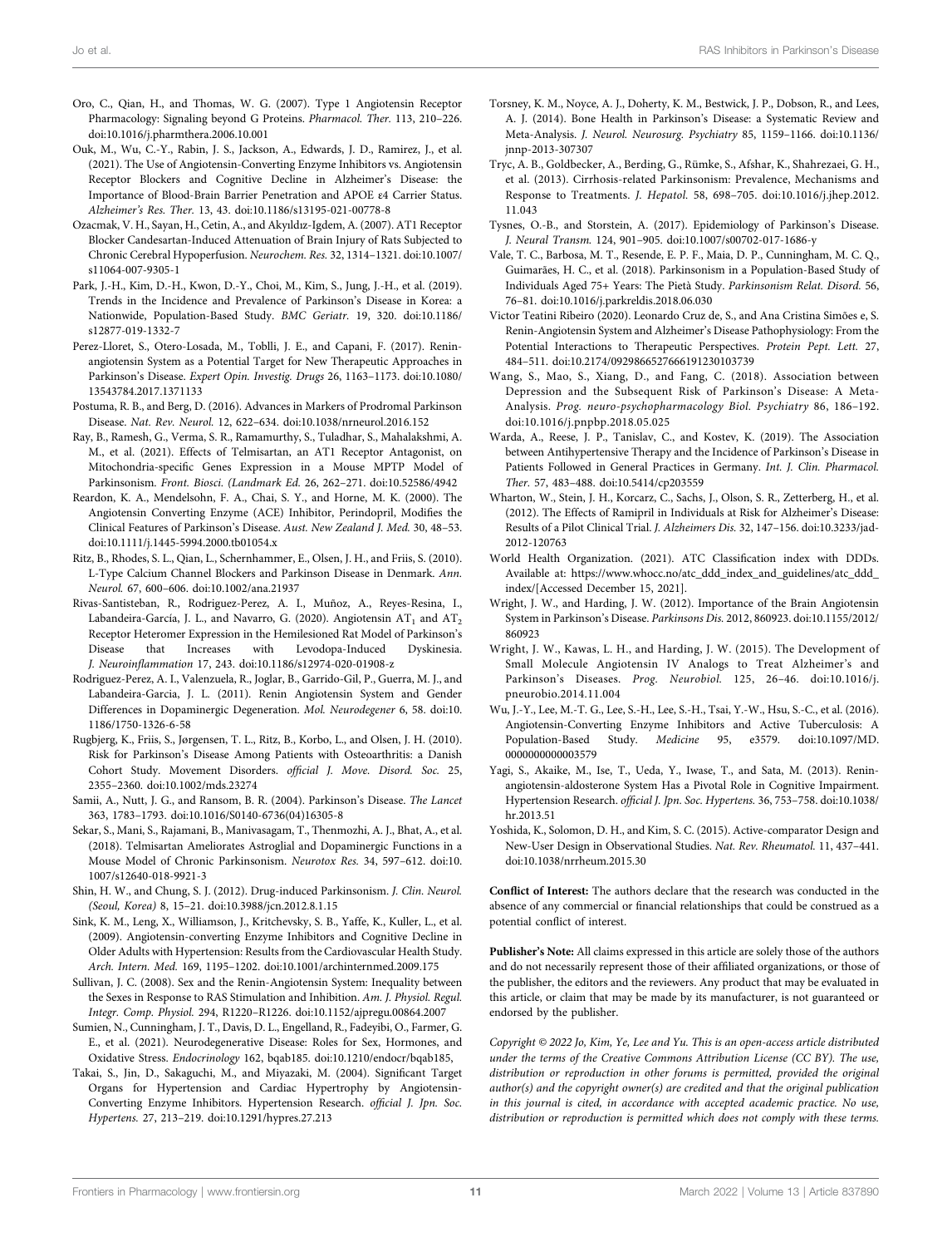Oro, C., Qian, H., and Thomas, W. G. (2007). Type 1 Angiotensin Receptor Pharmacology: Signaling beyond G Proteins. *Pharmacol. Ther.* 113, 210–226. doi:10.1016/j.pharmthera.2006.10.001

Ouk, M., Wu, C.-Y., Rabin, J. S., Jackson, A., Edwards, J. D., Ramirez, J., et al. (2021). The Use of Angiotensin-Converting Enzyme Inhibitors vs. Angiotensin Receptor Blockers and Cognitive Decline in Alzheimer's Disease: the Importance of Blood-Brain Barrier Penetration and APOE ε4 Carrier Status. *Alzheimer's Res. Ther.* 13, 43. doi:10.1186/s13195-021-00778-8

Ozacmak, V. H., Sayan, H., Cetin, A., and Akyıldız-Igdem, A. (2007). AT1 Receptor Blocker Candesartan-Induced Attenuation of Brain Injury of Rats Subjected to Chronic Cerebral Hypoperfusion. *Neurochem. Res.* 32, 1314–1321. doi:10.1007/s11064-007-9305-1

Park, J.-H., Kim, D.-H., Kwon, D.-Y., Choi, M., Kim, S., Jung, J.-H., et al. (2019). Trends in the Incidence and Prevalence of Parkinson's Disease in Korea: a Nationwide, Population-Based Study. *BMC Geriatr.* 19, 320. doi:10.1186/s12877-019-1332-7

Perez-Lloret, S., Otero-Losada, M., Toblli, J. E., and Capani, F. (2017). Renin-angiotensin System as a Potential Target for New Therapeutic Approaches in Parkinson's Disease. *Expert Opin. Investig. Drugs* 26, 1163–1173. doi:10.1080/13543784.2017.1371133

Postuma, R. B., and Berg, D. (2016). Advances in Markers of Prodromal Parkinson Disease. *Nat. Rev. Neurol.* 12, 622–634. doi:10.1038/nrneurol.2016.152

Ray, B., Ramesh, G., Verma, S. R., Ramamurthy, S., Tuladhar, S., Mahalakshmi, A. M., et al. (2021). Effects of Telmisartan, an AT1 Receptor Antagonist, on Mitochondria-specific Genes Expression in a Mouse MPTP Model of Parkinsonism. *Front. Biosci. (Landmark Ed.* 26, 262–271. doi:10.52586/4942

Reardon, K. A., Mendelsohn, F. A., Chai, S. Y., and Horne, M. K. (2000). The Angiotensin Converting Enzyme (ACE) Inhibitor, Perindopril, Modifies the Clinical Features of Parkinson's Disease. *Aust. New Zealand J. Med.* 30, 48–53. doi:10.1111/j.1445-5994.2000.tb01054.x

Ritz, B., Rhodes, S. L., Qian, L., Schernhammer, E., Olsen, J. H., and Friis, S. (2010). L-Type Calcium Channel Blockers and Parkinson Disease in Denmark. *Ann. Neurol.* 67, 600–606. doi:10.1002/ana.21937

Rivas-Santisteban, R., Rodriguez-Perez, A. I., Muñoz, A., Reyes-Resina, I., Labandeira-García, J. L., and Navarro, G. (2020). Angiotensin $AT_1$ and $AT_2$ Receptor Heteromer Expression in the Hemilesioned Rat Model of Parkinson's Disease that Increases with Levodopa-Induced Dyskinesia. *J. Neuroinflammation* 17, 243. doi:10.1186/s12974-020-01908-z

Rodriguez-Perez, A. I., Valenzuela, R., Joglar, B., Garrido-Gil, P., Guerra, M. J., and Labandeira-Garcia, J. L. (2011). Renin Angiotensin System and Gender Differences in Dopaminergic Degeneration. *Mol. Neurodegener* 6, 58. doi:10.1186/1750-1326-6-58

Rugbjerg, K., Friis, S., Jørgensen, T. L., Ritz, B., Korbo, L., and Olsen, J. H. (2010). Risk for Parkinson's Disease Among Patients with Osteoarthritis: a Danish Cohort Study. Movement Disorders. *official J. Move. Disord. Soc.* 25, 2355–2360. doi:10.1002/mds.23274

Samii, A., Nutt, J. G., and Ransom, B. R. (2004). Parkinson's Disease. *The Lancet* 363, 1783–1793. doi:10.1016/S0140-6736(04)16305-8

Sekar, S., Mani, S., Rajamani, B., Manivasagam, T., Thenmozhi, A. J., Bhat, A., et al. (2018). Telmisartan Ameliorates Astroglial and Dopaminergic Functions in a Mouse Model of Chronic Parkinsonism. *Neurotox Res.* 34, 597–612. doi:10.1007/s12640-018-9921-3

Shin, H. W., and Chung, S. J. (2012). Drug-induced Parkinsonism. *J. Clin. Neurol. (Seoul, Korea)* 8, 15–21. doi:10.3988/jcn.2012.8.1.15

Sink, K. M., Leng, X., Williamson, J., Kritchevsky, S. B., Yaffe, K., Kuller, L., et al. (2009). Angiotensin-converting Enzyme Inhibitors and Cognitive Decline in Older Adults with Hypertension: Results from the Cardiovascular Health Study. *Arch. Intern. Med.* 169, 1195–1202. doi:10.1001/archinternmed.2009.175

Sullivan, J. C. (2008). Sex and the Renin-Angiotensin System: Inequality between the Sexes in Response to RAS Stimulation and Inhibition. *Am. J. Physiol. Regul. Integr. Comp. Physiol.* 294, R1220–R1226. doi:10.1152/ajpregu.00864.2007

Sumien, N., Cunningham, J. T., Davis, D. L., Engelland, R., Fadeyibi, O., Farmer, G. E., et al. (2021). Neurodegenerative Disease: Roles for Sex, Hormones, and Oxidative Stress. *Endocrinology* 162, bqab185. doi:10.1210/endocr/bqab185,

Takai, S., Jin, D., Sakaguchi, M., and Miyazaki, M. (2004). Significant Target Organs for Hypertension and Cardiac Hypertrophy by Angiotensin-Converting Enzyme Inhibitors. Hypertension Research. *official J. Jpn. Soc. Hypertens.* 27, 213–219. doi:10.1291/hypres.27.213

Torsney, K. M., Noyce, A. J., Doherty, K. M., Bestwick, J. P., Dobson, R., and Lees, A. J. (2014). Bone Health in Parkinson's Disease: a Systematic Review and Meta-Analysis. *J. Neurol. Neurosurg. Psychiatry* 85, 1159–1166. doi:10.1136/jnnp-2013-307307

Tryc, A. B., Goldbecker, A., Berding, G., Rümke, S., Afshar, K., Shahrezaei, G. H., et al. (2013). Cirrhosis-related Parkinsonism: Prevalence, Mechanisms and Response to Treatments. *J. Hepatol.* 58, 698–705. doi:10.1016/j.jhep.2012.11.043

Tysnes, O.-B., and Storstein, A. (2017). Epidemiology of Parkinson's Disease. *J. Neural Transm.* 124, 901–905. doi:10.1007/s00702-017-1686-y

Vale, T. C., Barbosa, M. T., Resende, E. P. F., Maia, D. P., Cunningham, M. C. Q., Guimarães, H. C., et al. (2018). Parkinsonism in a Population-Based Study of Individuals Aged 75+ Years: The Pietà Study. *Parkinsonism Relat. Disord.* 56, 76–81. doi:10.1016/j.parkreldis.2018.06.030

Victor Teatini Ribeiro (2020). Leonardo Cruz de, S., and Ana Cristina Simões e, S. Renin-Angiotensin System and Alzheimer's Disease Pathophysiology: From the Potential Interactions to Therapeutic Perspectives. *Protein Pept. Lett.* 27, 484–511. doi:10.2174/0929866527666191230103739

Wang, S., Mao, S., Xiang, D., and Fang, C. (2018). Association between Depression and the Subsequent Risk of Parkinson's Disease: A Meta-Analysis. *Prog. neuro-psychopharmacology Biol. Psychiatry* 86, 186–192. doi:10.1016/j.pnpbp.2018.05.025

Warda, A., Reese, J. P., Tanislav, C., and Kostev, K. (2019). The Association between Antihypertensive Therapy and the Incidence of Parkinson's Disease in Patients Followed in General Practices in Germany. *Int. J. Clin. Pharmacol. Ther.* 57, 483–488. doi:10.5414/cp203559

Wharton, W., Stein, J. H., Korcarz, C., Sachs, J., Olson, S. R., Zetterberg, H., et al. (2012). The Effects of Ramipril in Individuals at Risk for Alzheimer's Disease: Results of a Pilot Clinical Trial. *J. Alzheimers Dis.* 32, 147–156. doi:10.3233/jad-2012-120763

World Health Organization. (2021). ATC Classification index with DDDs. Available at: https://www.whocc.no/atc_ddd_index_and_guidelines/atc_ddd_index/[Accessed December 15, 2021].

Wright, J. W., and Harding, J. W. (2012). Importance of the Brain Angiotensin System in Parkinson's Disease. *Parkinsons Dis.* 2012, 860923. doi:10.1155/2012/860923

Wright, J. W., Kawas, L. H., and Harding, J. W. (2015). The Development of Small Molecule Angiotensin IV Analogs to Treat Alzheimer's and Parkinson's Diseases. *Prog. Neurobiol.* 125, 26–46. doi:10.1016/j.pneurobio.2014.11.004

Wu, J.-Y., Lee, M.-T. G., Lee, S.-H., Lee, S.-H., Tsai, Y.-W., Hsu, S.-C., et al. (2016). Angiotensin-Converting Enzyme Inhibitors and Active Tuberculosis: A Population-Based Study. *Medicine* 95, e3579. doi:10.1097/MD.0000000000003579

Yagi, S., Akaike, M., Ise, T., Ueda, Y., Iwase, T., and Sata, M. (2013). Renin-angiotensin-aldosterone System Has a Pivotal Role in Cognitive Impairment. Hypertension Research. *official J. Jpn. Soc. Hypertens.* 36, 753–758. doi:10.1038/hr.2013.51

Yoshida, K., Solomon, D. H., and Kim, S. C. (2015). Active-comparator Design and New-User Design in Observational Studies. *Nat. Rev. Rheumatol.* 11, 437–441. doi:10.1038/nrrheum.2015.30

**Conflict of Interest:** The authors declare that the research was conducted in the absence of any commercial or financial relationships that could be construed as a potential conflict of interest.

**Publisher's Note:** All claims expressed in this article are solely those of the authors and do not necessarily represent those of their affiliated organizations, or those of the publisher, the editors and the reviewers. Any product that may be evaluated in this article, or claim that may be made by its manufacturer, is not guaranteed or endorsed by the publisher.

*Copyright © 2022 Jo, Kim, Ye, Lee and Yu. This is an open-access article distributed under the terms of the Creative Commons Attribution License (CC BY). The use, distribution or reproduction in other forums is permitted, provided the original author(s) and the copyright owner(s) are credited and that the original publication in this journal is cited, in accordance with accepted academic practice. No use, distribution or reproduction is permitted which does not comply with these terms.*